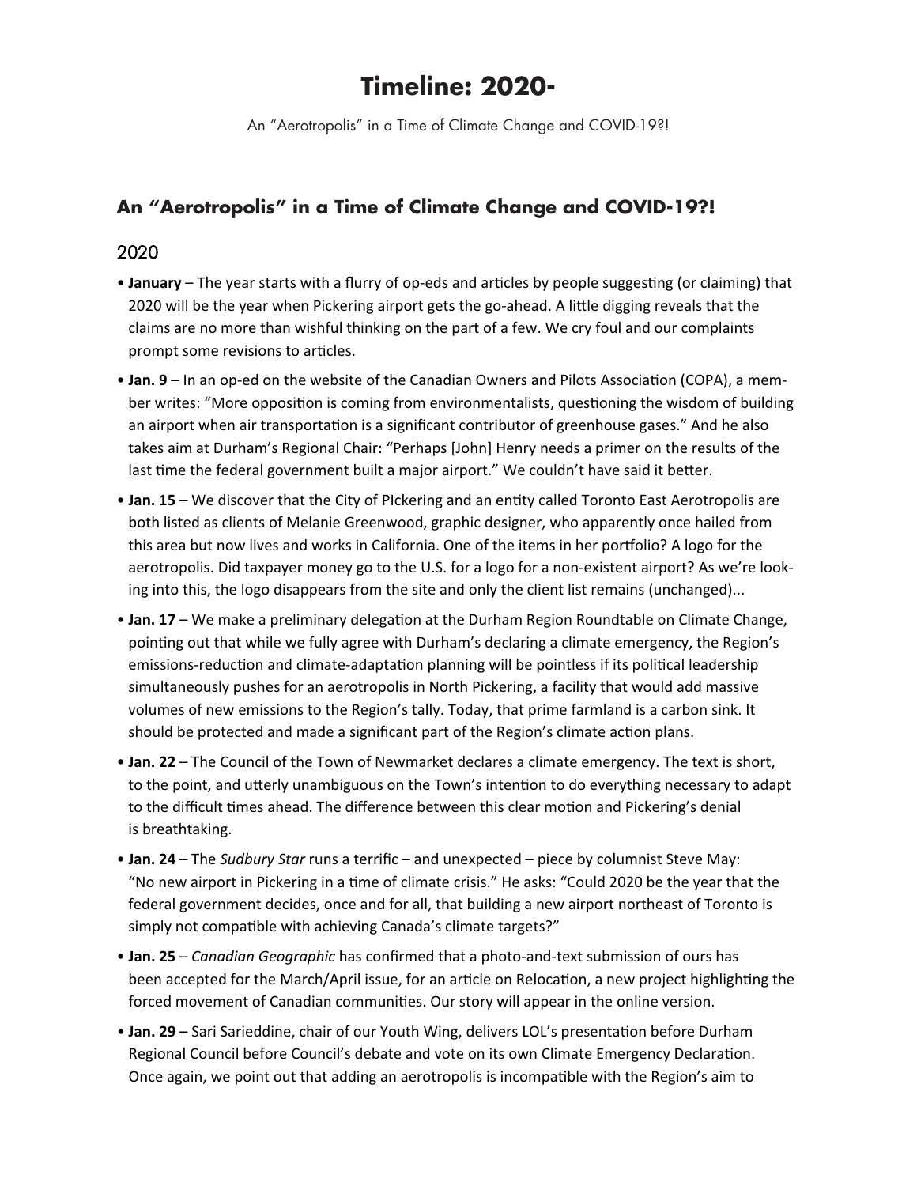# Timeline: 2020-

An "Aerotropolis" in a Time of Climate Change and COVID-19?!

## An "Aerotropolis" in a Time of Climate Change and COVID-19?!

### 2020

- **January** – The year starts with a flurry of op-eds and articles by people suggesting (or claiming) that 2020 will be the year when Pickering airport gets the go-ahead. A little digging reveals that the claims are no more than wishful thinking on the part of a few. We cry foul and our complaints prompt some revisions to articles.
- **Jan. 9** – In an op-ed on the website of the Canadian Owners and Pilots Association (COPA), a member writes: "More opposition is coming from environmentalists, questioning the wisdom of building an airport when air transportation is a significant contributor of greenhouse gases." And he also takes aim at Durham's Regional Chair: "Perhaps [John] Henry needs a primer on the results of the last time the federal government built a major airport." We couldn't have said it better.
- **Jan. 15** – We discover that the City of PIckering and an entity called Toronto East Aerotropolis are both listed as clients of Melanie Greenwood, graphic designer, who apparently once hailed from this area but now lives and works in California. One of the items in her portfolio? A logo for the aerotropolis. Did taxpayer money go to the U.S. for a logo for a non-existent airport? As we're looking into this, the logo disappears from the site and only the client list remains (unchanged)...
- **Jan. 17** – We make a preliminary delegation at the Durham Region Roundtable on Climate Change, pointing out that while we fully agree with Durham's declaring a climate emergency, the Region's emissions-reduction and climate-adaptation planning will be pointless if its political leadership simultaneously pushes for an aerotropolis in North Pickering, a facility that would add massive volumes of new emissions to the Region's tally. Today, that prime farmland is a carbon sink. It should be protected and made a significant part of the Region's climate action plans.
- **Jan. 22** – The Council of the Town of Newmarket declares a climate emergency. The text is short, to the point, and utterly unambiguous on the Town's intention to do everything necessary to adapt to the difficult times ahead. The difference between this clear motion and Pickering's denial is breathtaking.
- **Jan. 24** – The *Sudbury Star* runs a terrific – and unexpected – piece by columnist Steve May: "No new airport in Pickering in a time of climate crisis." He asks: "Could 2020 be the year that the federal government decides, once and for all, that building a new airport northeast of Toronto is simply not compatible with achieving Canada's climate targets?"
- **Jan. 25** – *Canadian Geographic* has confirmed that a photo-and-text submission of ours has been accepted for the March/April issue, for an article on Relocation, a new project highlighting the forced movement of Canadian communities. Our story will appear in the online version.
- **Jan. 29** – Sari Sarieddine, chair of our Youth Wing, delivers LOL's presentation before Durham Regional Council before Council's debate and vote on its own Climate Emergency Declaration. Once again, we point out that adding an aerotropolis is incompatible with the Region's aim to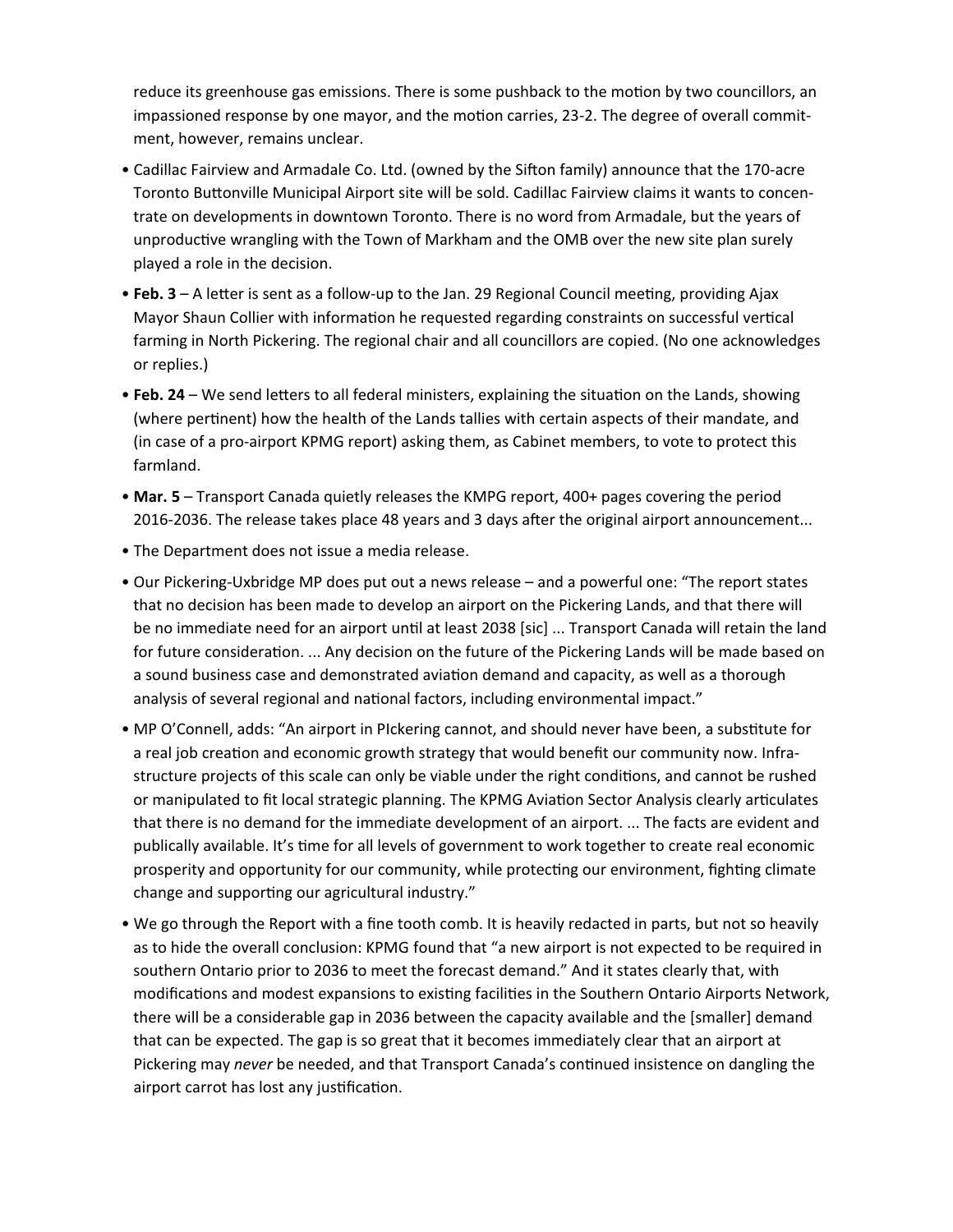reduce its greenhouse gas emissions. There is some pushback to the motion by two councillors, an impassioned response by one mayor, and the motion carries, 23-2. The degree of overall commitment, however, remains unclear.

- Cadillac Fairview and Armadale Co. Ltd. (owned by the Sifton family) announce that the 170-acre Toronto Buttonville Municipal Airport site will be sold. Cadillac Fairview claims it wants to concentrate on developments in downtown Toronto. There is no word from Armadale, but the years of unproductive wrangling with the Town of Markham and the OMB over the new site plan surely played a role in the decision.
- **Feb. 3** – A letter is sent as a follow-up to the Jan. 29 Regional Council meeting, providing Ajax Mayor Shaun Collier with information he requested regarding constraints on successful vertical farming in North Pickering. The regional chair and all councillors are copied. (No one acknowledges or replies.)
- **Feb. 24** – We send letters to all federal ministers, explaining the situation on the Lands, showing (where pertinent) how the health of the Lands tallies with certain aspects of their mandate, and (in case of a pro-airport KPMG report) asking them, as Cabinet members, to vote to protect this farmland.
- **Mar. 5** – Transport Canada quietly releases the KMPG report, 400+ pages covering the period 2016-2036. The release takes place 48 years and 3 days after the original airport announcement...
- The Department does not issue a media release.
- Our Pickering-Uxbridge MP does put out a news release – and a powerful one: "The report states that no decision has been made to develop an airport on the Pickering Lands, and that there will be no immediate need for an airport until at least 2038 [sic] ... Transport Canada will retain the land for future consideration. ... Any decision on the future of the Pickering Lands will be made based on a sound business case and demonstrated aviation demand and capacity, as well as a thorough analysis of several regional and national factors, including environmental impact."
- MP O'Connell, adds: "An airport in PIckering cannot, and should never have been, a substitute for a real job creation and economic growth strategy that would benefit our community now. Infrastructure projects of this scale can only be viable under the right conditions, and cannot be rushed or manipulated to fit local strategic planning. The KPMG Aviation Sector Analysis clearly articulates that there is no demand for the immediate development of an airport. ... The facts are evident and publically available. It's time for all levels of government to work together to create real economic prosperity and opportunity for our community, while protecting our environment, fighting climate change and supporting our agricultural industry."
- We go through the Report with a fine tooth comb. It is heavily redacted in parts, but not so heavily as to hide the overall conclusion: KPMG found that "a new airport is not expected to be required in southern Ontario prior to 2036 to meet the forecast demand." And it states clearly that, with modifications and modest expansions to existing facilities in the Southern Ontario Airports Network, there will be a considerable gap in 2036 between the capacity available and the [smaller] demand that can be expected. The gap is so great that it becomes immediately clear that an airport at Pickering may *never* be needed, and that Transport Canada's continued insistence on dangling the airport carrot has lost any justification.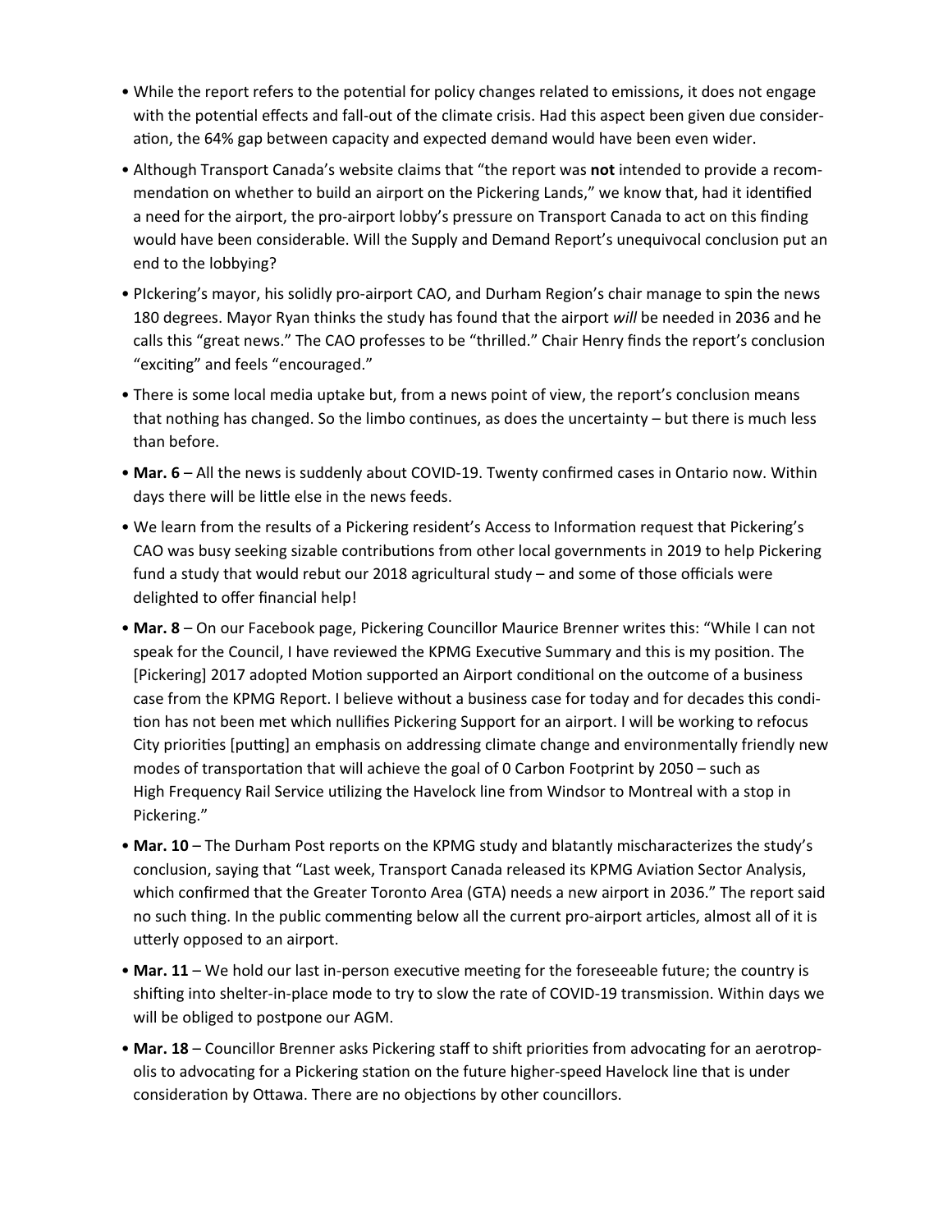- While the report refers to the potential for policy changes related to emissions, it does not engage with the potential effects and fall-out of the climate crisis. Had this aspect been given due consideration, the 64% gap between capacity and expected demand would have been even wider.
- Although Transport Canada's website claims that "the report was **not** intended to provide a recommendation on whether to build an airport on the Pickering Lands," we know that, had it identified a need for the airport, the pro-airport lobby's pressure on Transport Canada to act on this finding would have been considerable. Will the Supply and Demand Report's unequivocal conclusion put an end to the lobbying?
- PIckering's mayor, his solidly pro-airport CAO, and Durham Region's chair manage to spin the news 180 degrees. Mayor Ryan thinks the study has found that the airport *will* be needed in 2036 and he calls this "great news." The CAO professes to be "thrilled." Chair Henry finds the report's conclusion "exciting" and feels "encouraged."
- There is some local media uptake but, from a news point of view, the report's conclusion means that nothing has changed. So the limbo continues, as does the uncertainty – but there is much less than before.
- **Mar. 6** – All the news is suddenly about COVID-19. Twenty confirmed cases in Ontario now. Within days there will be little else in the news feeds.
- We learn from the results of a Pickering resident's Access to Information request that Pickering's CAO was busy seeking sizable contributions from other local governments in 2019 to help Pickering fund a study that would rebut our 2018 agricultural study – and some of those officials were delighted to offer financial help!
- **Mar. 8** – On our Facebook page, Pickering Councillor Maurice Brenner writes this: "While I can not speak for the Council, I have reviewed the KPMG Executive Summary and this is my position. The [Pickering] 2017 adopted Motion supported an Airport conditional on the outcome of a business case from the KPMG Report. I believe without a business case for today and for decades this condition has not been met which nullifies Pickering Support for an airport. I will be working to refocus City priorities [putting] an emphasis on addressing climate change and environmentally friendly new modes of transportation that will achieve the goal of 0 Carbon Footprint by 2050 – such as High Frequency Rail Service utilizing the Havelock line from Windsor to Montreal with a stop in Pickering."
- **Mar. 10** – The Durham Post reports on the KPMG study and blatantly mischaracterizes the study's conclusion, saying that "Last week, Transport Canada released its KPMG Aviation Sector Analysis, which confirmed that the Greater Toronto Area (GTA) needs a new airport in 2036." The report said no such thing. In the public commenting below all the current pro-airport articles, almost all of it is utterly opposed to an airport.
- **Mar. 11** – We hold our last in-person executive meeting for the foreseeable future; the country is shifting into shelter-in-place mode to try to slow the rate of COVID-19 transmission. Within days we will be obliged to postpone our AGM.
- **Mar. 18** – Councillor Brenner asks Pickering staff to shift priorities from advocating for an aerotropolis to advocating for a Pickering station on the future higher-speed Havelock line that is under consideration by Ottawa. There are no objections by other councillors.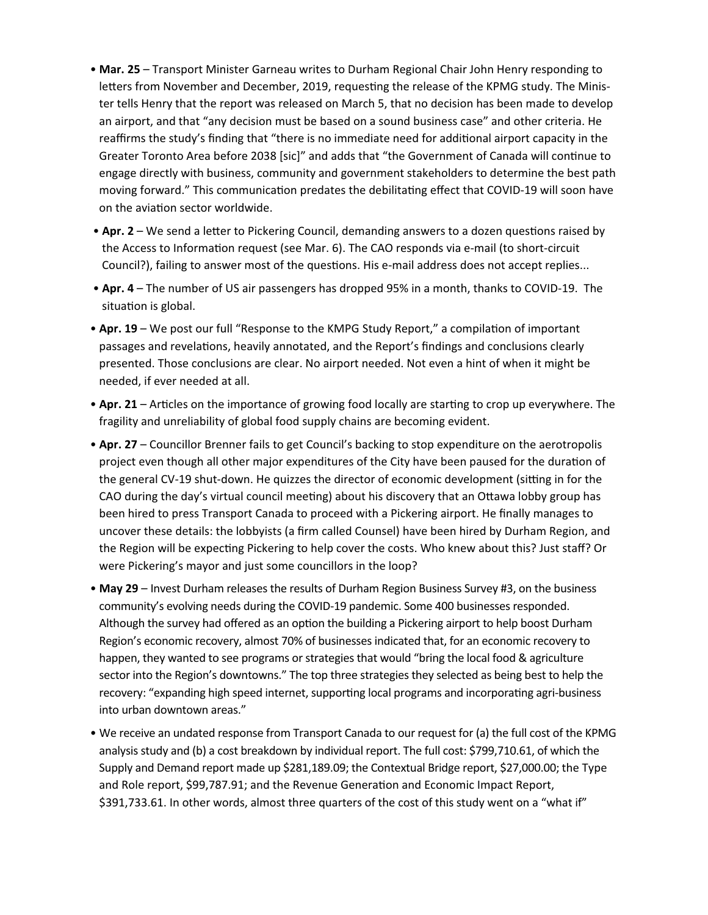- **Mar. 25** – Transport Minister Garneau writes to Durham Regional Chair John Henry responding to letters from November and December, 2019, requesting the release of the KPMG study. The Minister tells Henry that the report was released on March 5, that no decision has been made to develop an airport, and that "any decision must be based on a sound business case" and other criteria. He reaffirms the study's finding that "there is no immediate need for additional airport capacity in the Greater Toronto Area before 2038 [sic]" and adds that "the Government of Canada will continue to engage directly with business, community and government stakeholders to determine the best path moving forward." This communication predates the debilitating effect that COVID-19 will soon have on the aviation sector worldwide.
- **Apr. 2** – We send a letter to Pickering Council, demanding answers to a dozen questions raised by the Access to Information request (see Mar. 6). The CAO responds via e-mail (to short-circuit Council?), failing to answer most of the questions. His e-mail address does not accept replies...
- **Apr. 4** – The number of US air passengers has dropped 95% in a month, thanks to COVID-19. The situation is global.
- **Apr. 19** – We post our full "Response to the KMPG Study Report," a compilation of important passages and revelations, heavily annotated, and the Report's findings and conclusions clearly presented. Those conclusions are clear. No airport needed. Not even a hint of when it might be needed, if ever needed at all.
- **Apr. 21** – Articles on the importance of growing food locally are starting to crop up everywhere. The fragility and unreliability of global food supply chains are becoming evident.
- **Apr. 27** – Councillor Brenner fails to get Council's backing to stop expenditure on the aerotropolis project even though all other major expenditures of the City have been paused for the duration of the general CV-19 shut-down. He quizzes the director of economic development (sitting in for the CAO during the day's virtual council meeting) about his discovery that an Ottawa lobby group has been hired to press Transport Canada to proceed with a Pickering airport. He finally manages to uncover these details: the lobbyists (a firm called Counsel) have been hired by Durham Region, and the Region will be expecting Pickering to help cover the costs. Who knew about this? Just staff? Or were Pickering's mayor and just some councillors in the loop?
- **May 29** – Invest Durham releases the results of Durham Region Business Survey #3, on the business community's evolving needs during the COVID-19 pandemic. Some 400 businesses responded. Although the survey had offered as an option the building a Pickering airport to help boost Durham Region's economic recovery, almost 70% of businesses indicated that, for an economic recovery to happen, they wanted to see programs or strategies that would "bring the local food & agriculture sector into the Region's downtowns." The top three strategies they selected as being best to help the recovery: "expanding high speed internet, supporting local programs and incorporating agri-business into urban downtown areas."
- We receive an undated response from Transport Canada to our request for (a) the full cost of the KPMG analysis study and (b) a cost breakdown by individual report. The full cost: $799,710.61, of which the Supply and Demand report made up $281,189.09; the Contextual Bridge report, $27,000.00; the Type and Role report, $99,787.91; and the Revenue Generation and Economic Impact Report, $391,733.61. In other words, almost three quarters of the cost of this study went on a "what if"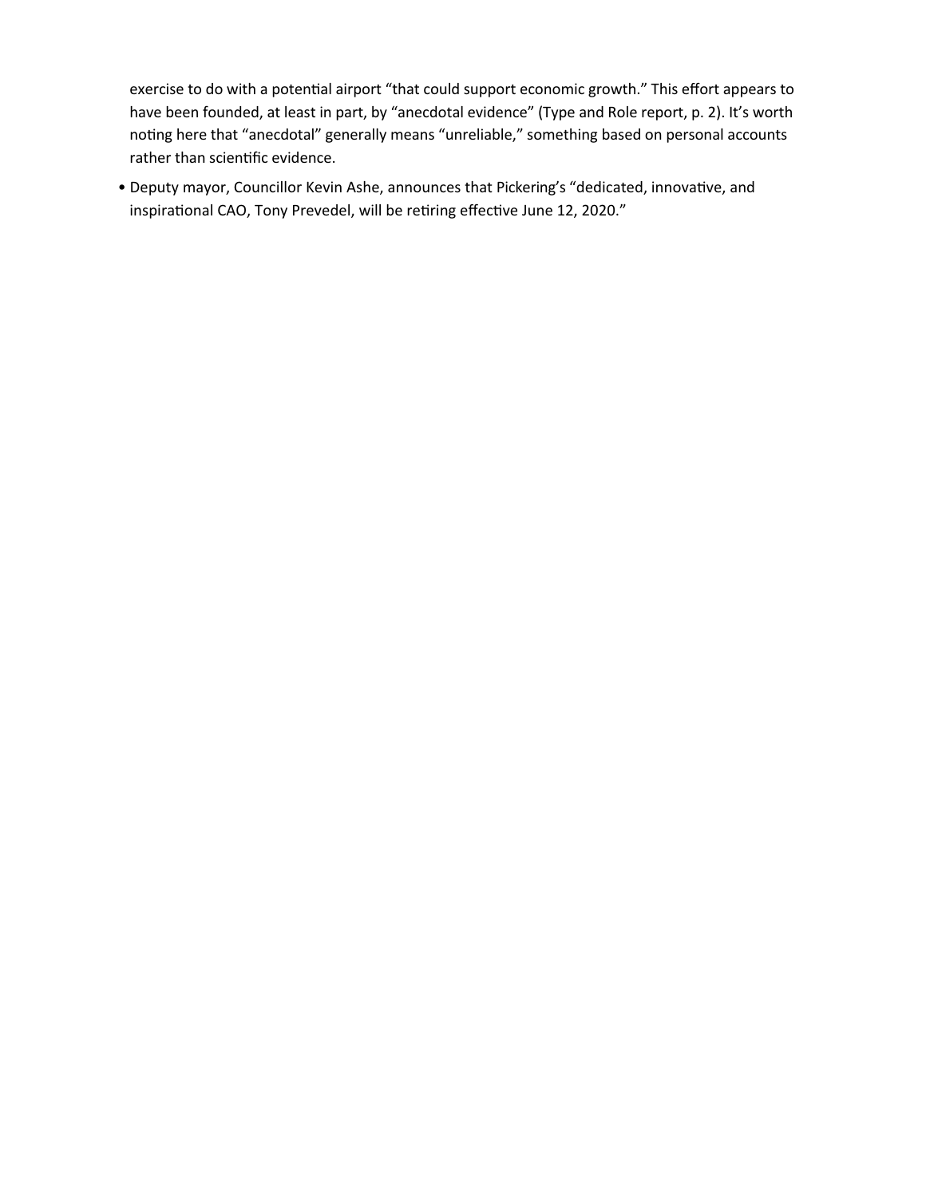exercise to do with a potential airport "that could support economic growth." This effort appears to have been founded, at least in part, by "anecdotal evidence" (Type and Role report, p. 2). It's worth noting here that "anecdotal" generally means "unreliable," something based on personal accounts rather than scientific evidence.

- Deputy mayor, Councillor Kevin Ashe, announces that Pickering's "dedicated, innovative, and inspirational CAO, Tony Prevedel, will be retiring effective June 12, 2020."